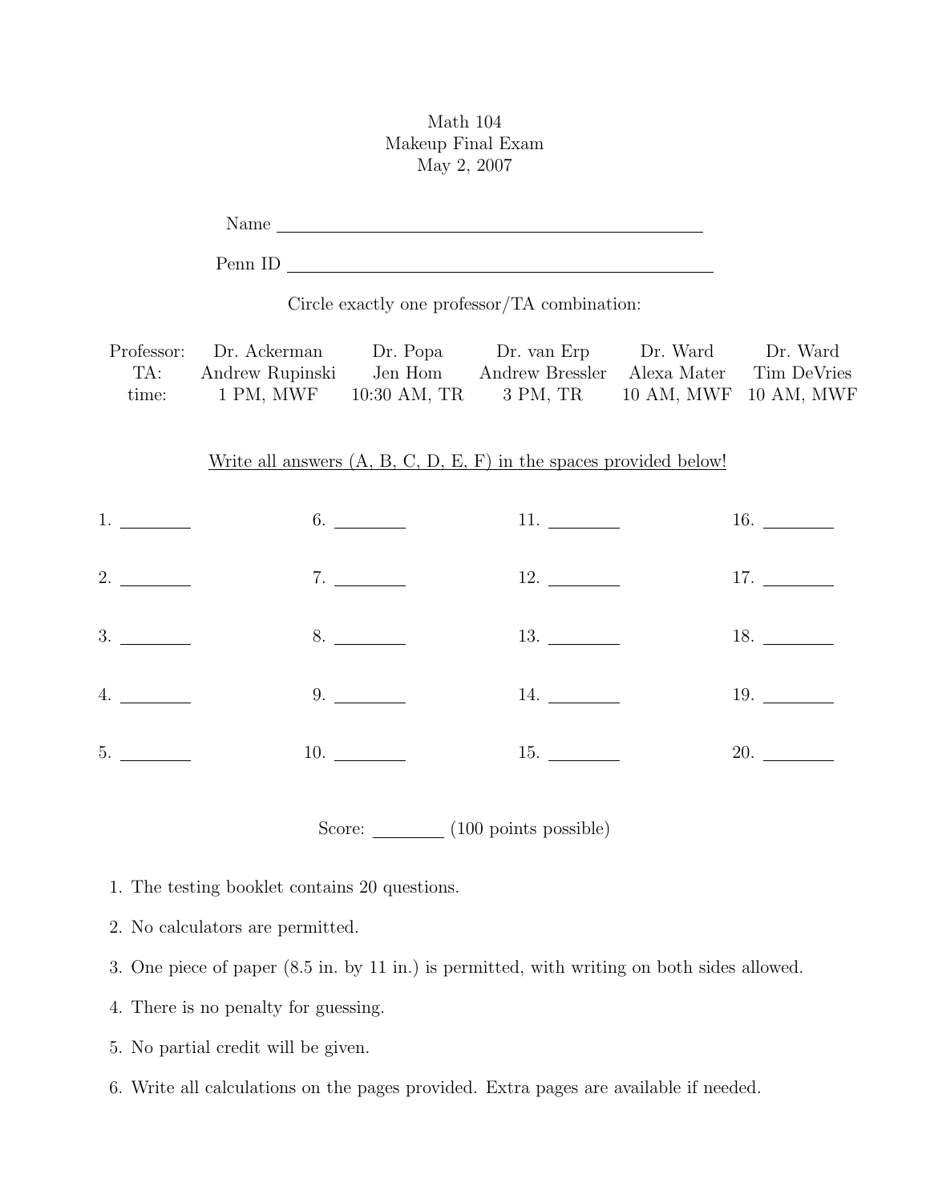# Math 104
## Makeup Final Exam
## May 2, 2007

Name ______________________________

Penn ID ______________________________

Circle exactly one professor/TA combination:

| Professor: | Dr. Ackerman | Dr. Popa | Dr. van Erp | Dr. Ward | Dr. Ward |
|---|---|---|---|---|---|
| TA: | Andrew Rupinski | Jen Hom | Andrew Bressler | Alexa Mater | Tim DeVries |
| time: | 1 PM, MWF | 10:30 AM, TR | 3 PM, TR | 10 AM, MWF | 10 AM, MWF |

<u>Write all answers (A, B, C, D, E, F) in the spaces provided below!</u>

| | | | |
|---|---|---|---|
| 1. ________ | 6. ________ | 11. ________ | 16. ________ |
| 2. ________ | 7. ________ | 12. ________ | 17. ________ |
| 3. ________ | 8. ________ | 13. ________ | 18. ________ |
| 4. ________ | 9. ________ | 14. ________ | 19. ________ |
| 5. ________ | 10. ________ | 15. ________ | 20. ________ |

Score: ________ (100 points possible)

1. The testing booklet contains 20 questions.
2. No calculators are permitted.
3. One piece of paper (8.5 in. by 11 in.) is permitted, with writing on both sides allowed.
4. There is no penalty for guessing.
5. No partial credit will be given.
6. Write all calculations on the pages provided. Extra pages are available if needed.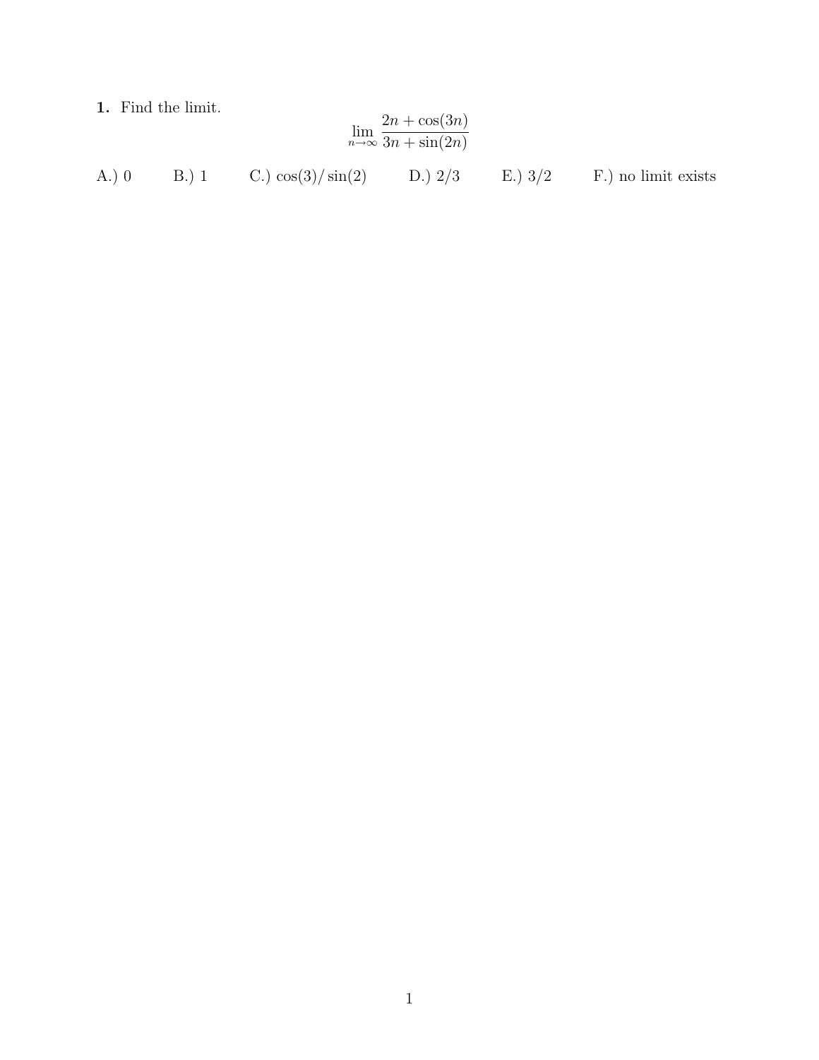**1.** Find the limit.

$$\lim_{n\to\infty} \frac{2n + \cos(3n)}{3n + \sin(2n)}$$

A.) 0 B.) 1 C.) $\cos(3)/\sin(2)$ D.) 2/3 E.) 3/2 F.) no limit exists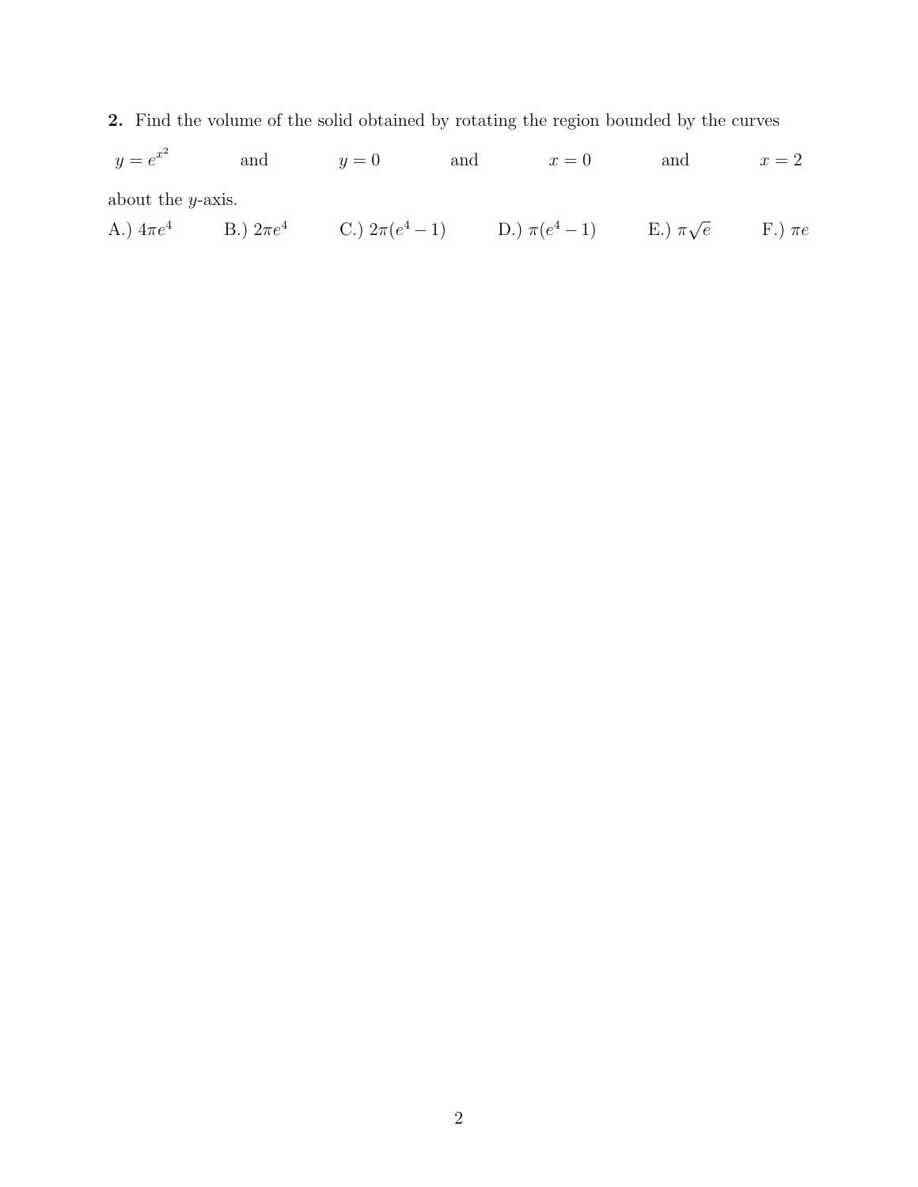**2.** Find the volume of the solid obtained by rotating the region bounded by the curves

$y = e^{x^2}$ and $y = 0$ and $x = 0$ and $x = 2$

about the $y$-axis.

A.) $4\pi e^4$ B.) $2\pi e^4$ C.) $2\pi(e^4 - 1)$ D.) $\pi(e^4 - 1)$ E.) $\pi\sqrt{e}$ F.) $\pi e$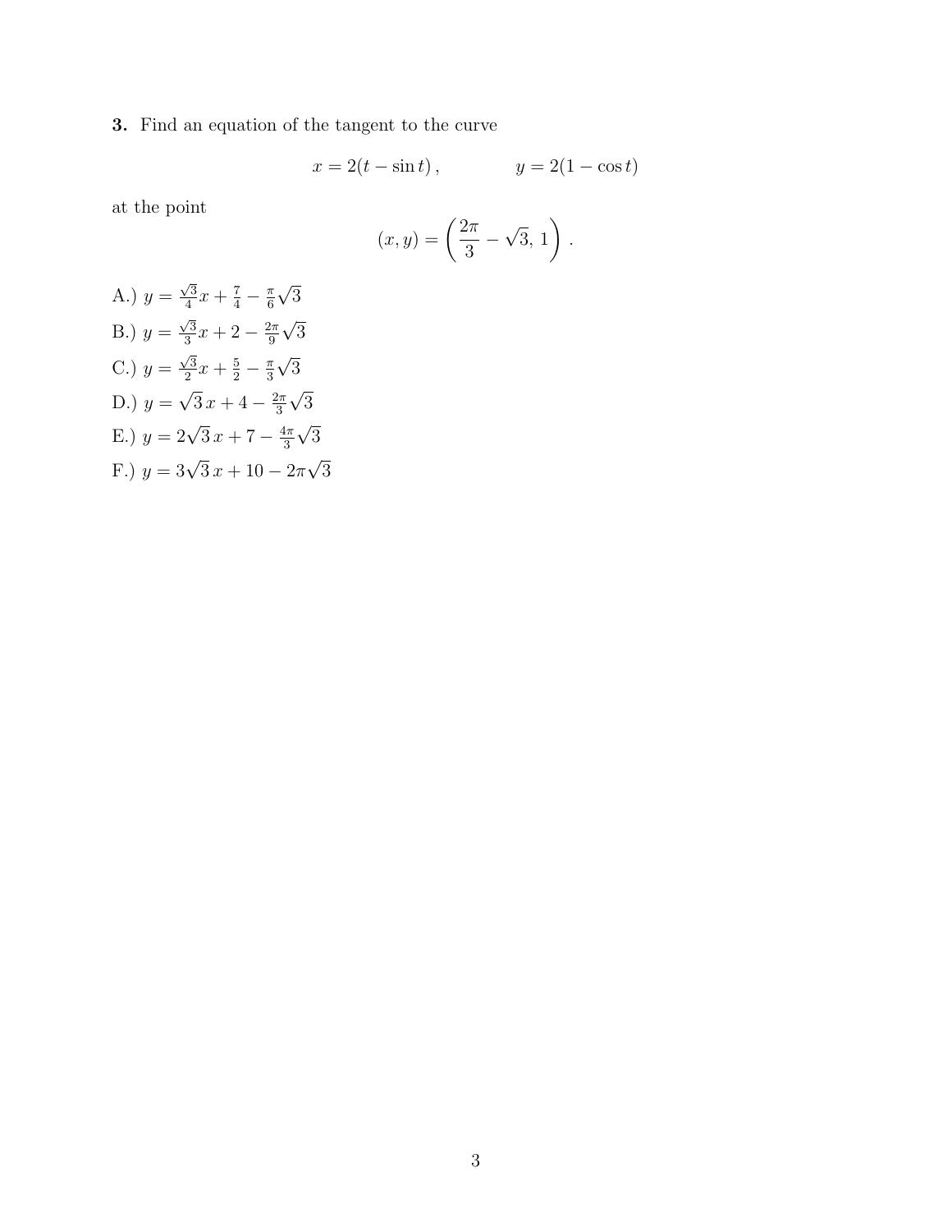**3.** Find an equation of the tangent to the curve

$$x = 2(t - \sin t), \qquad\qquad y = 2(1 - \cos t)$$

at the point

$$(x, y) = \left(\frac{2\pi}{3} - \sqrt{3},\, 1\right).$$

A.) $y = \frac{\sqrt{3}}{4}x + \frac{7}{4} - \frac{\pi}{6}\sqrt{3}$

B.) $y = \frac{\sqrt{3}}{3}x + 2 - \frac{2\pi}{9}\sqrt{3}$

C.) $y = \frac{\sqrt{3}}{2}x + \frac{5}{2} - \frac{\pi}{3}\sqrt{3}$

D.) $y = \sqrt{3}\,x + 4 - \frac{2\pi}{3}\sqrt{3}$

E.) $y = 2\sqrt{3}\,x + 7 - \frac{4\pi}{3}\sqrt{3}$

F.) $y = 3\sqrt{3}\,x + 10 - 2\pi\sqrt{3}$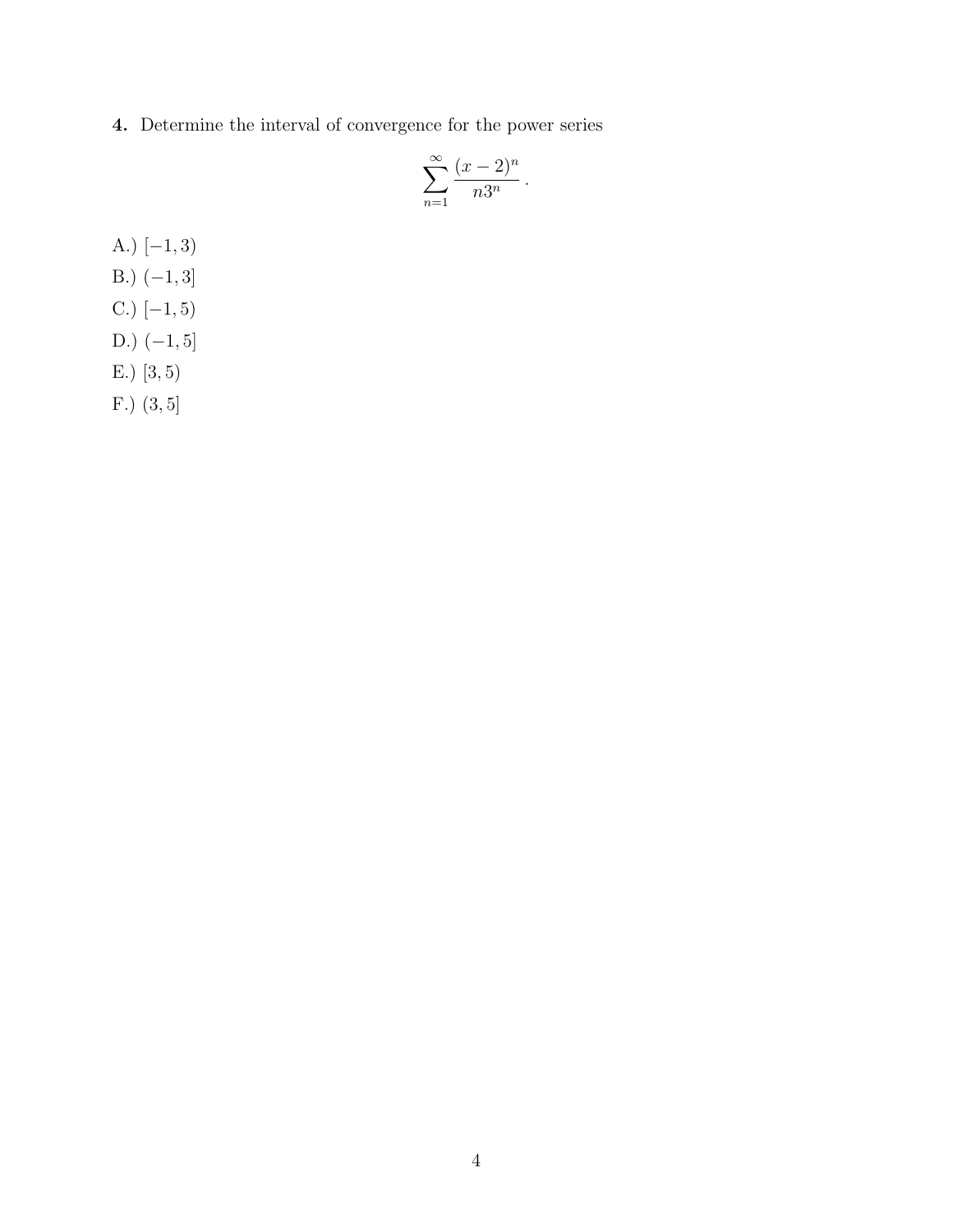**4.** Determine the interval of convergence for the power series

$$\sum_{n=1}^{\infty} \frac{(x-2)^n}{n3^n}.$$

A.) $[-1, 3)$

B.) $(-1, 3]$

C.) $[-1, 5)$

D.) $(-1, 5]$

E.) $[3, 5)$

F.) $(3, 5]$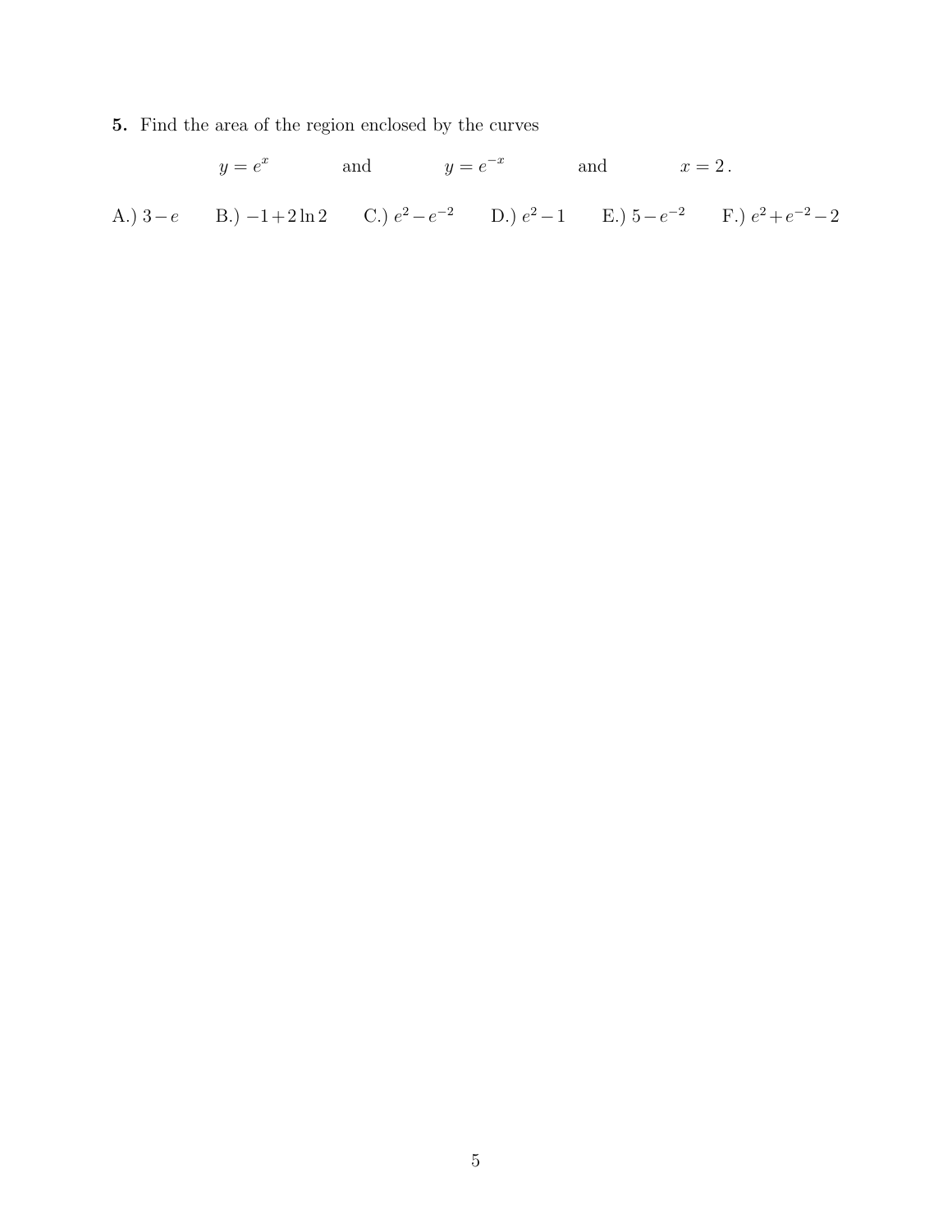**5.** Find the area of the region enclosed by the curves

$$y = e^x \qquad \text{and} \qquad y = e^{-x} \qquad \text{and} \qquad x = 2\,.$$

A.) $3 - e$ B.) $-1 + 2\ln 2$ C.) $e^2 - e^{-2}$ D.) $e^2 - 1$ E.) $5 - e^{-2}$ F.) $e^2 + e^{-2} - 2$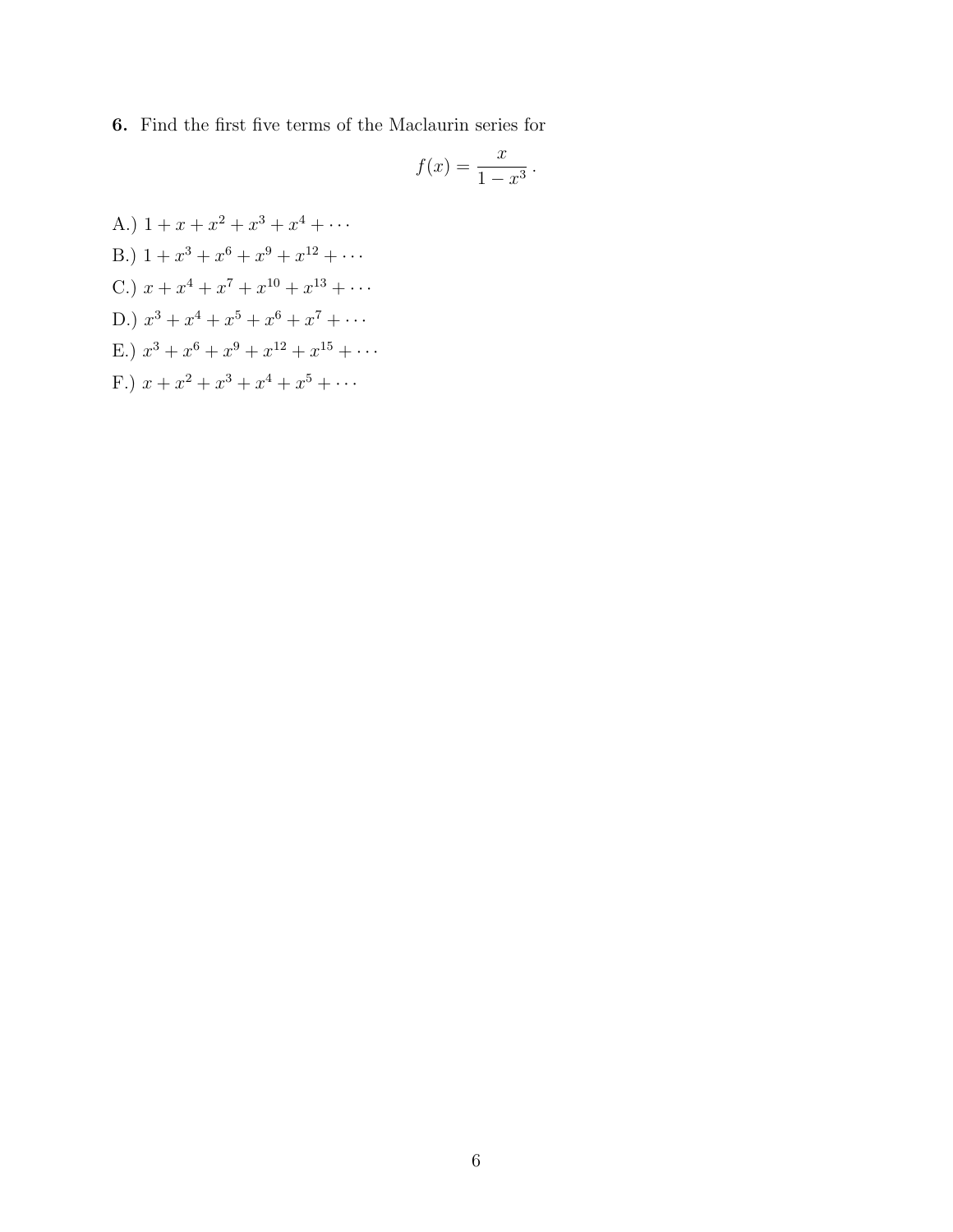**6.** Find the first five terms of the Maclaurin series for

$$f(x) = \frac{x}{1 - x^3}\,.$$

A.) $1 + x + x^2 + x^3 + x^4 + \cdots$

B.) $1 + x^3 + x^6 + x^9 + x^{12} + \cdots$

C.) $x + x^4 + x^7 + x^{10} + x^{13} + \cdots$

D.) $x^3 + x^4 + x^5 + x^6 + x^7 + \cdots$

E.) $x^3 + x^6 + x^9 + x^{12} + x^{15} + \cdots$

F.) $x + x^2 + x^3 + x^4 + x^5 + \cdots$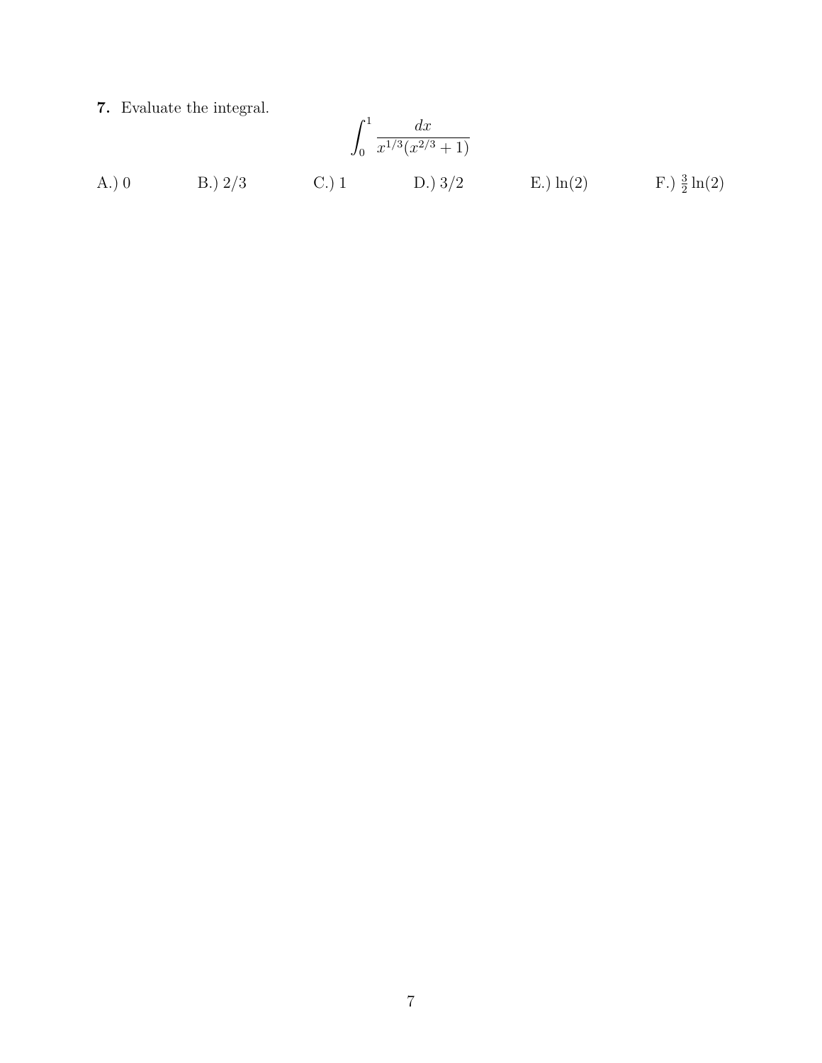**7.** Evaluate the integral.

$$\int_0^1 \frac{dx}{x^{1/3}(x^{2/3}+1)}$$

A.) 0 B.) 2/3 C.) 1 D.) 3/2 E.) $\ln(2)$ F.) $\frac{3}{2}\ln(2)$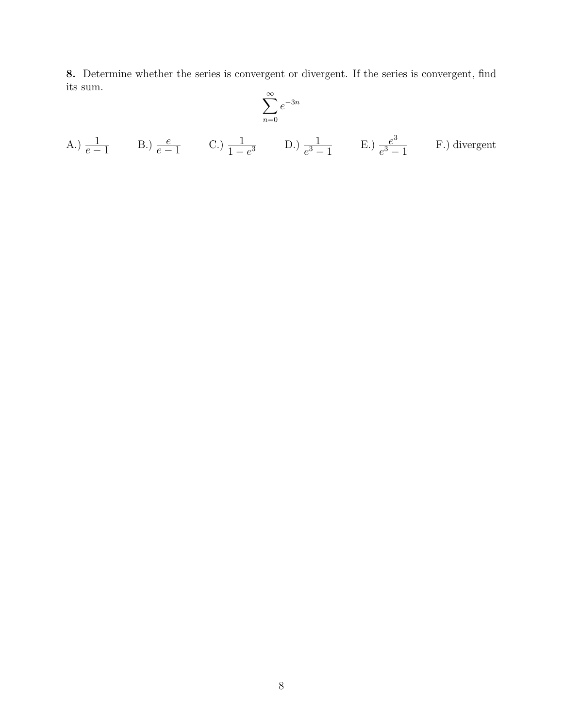**8.** Determine whether the series is convergent or divergent. If the series is convergent, find its sum.

$$\sum_{n=0}^{\infty} e^{-3n}$$

A.) $\dfrac{1}{e-1}$ B.) $\dfrac{e}{e-1}$ C.) $\dfrac{1}{1-e^3}$ D.) $\dfrac{1}{e^3-1}$ E.) $\dfrac{e^3}{e^3-1}$ F.) divergent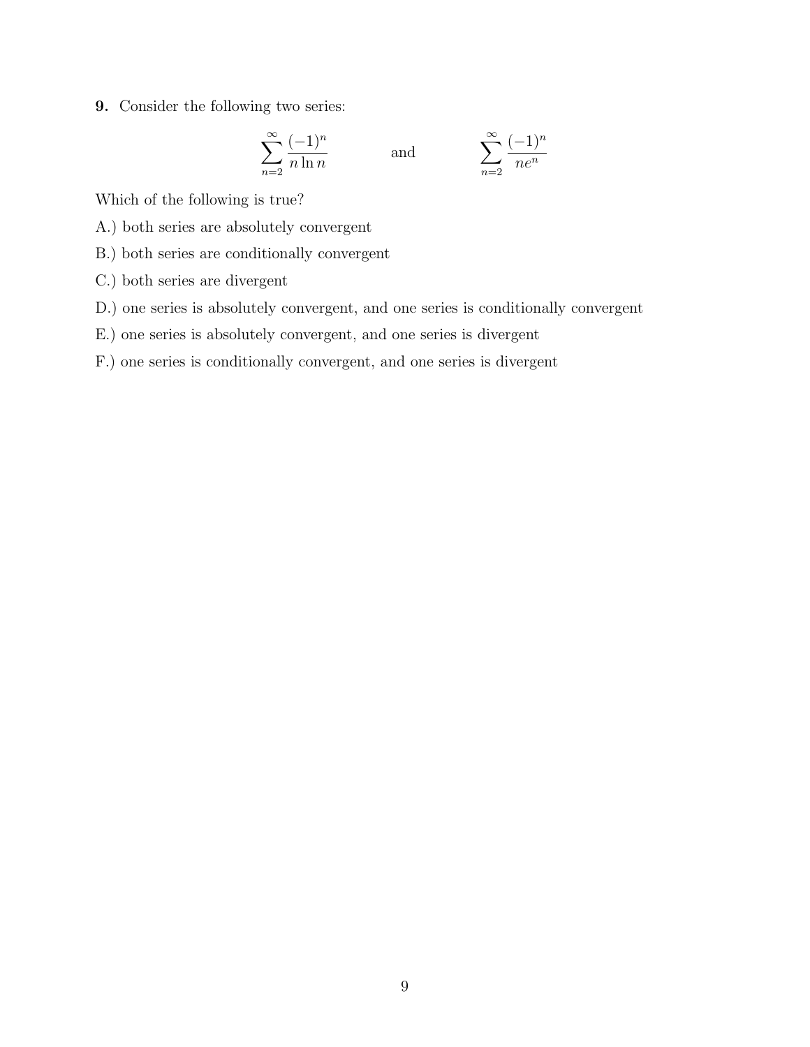**9.** Consider the following two series:

$$\sum_{n=2}^{\infty} \frac{(-1)^n}{n \ln n} \qquad \text{and} \qquad \sum_{n=2}^{\infty} \frac{(-1)^n}{ne^n}$$

Which of the following is true?

A.) both series are absolutely convergent

B.) both series are conditionally convergent

C.) both series are divergent

D.) one series is absolutely convergent, and one series is conditionally convergent

E.) one series is absolutely convergent, and one series is divergent

F.) one series is conditionally convergent, and one series is divergent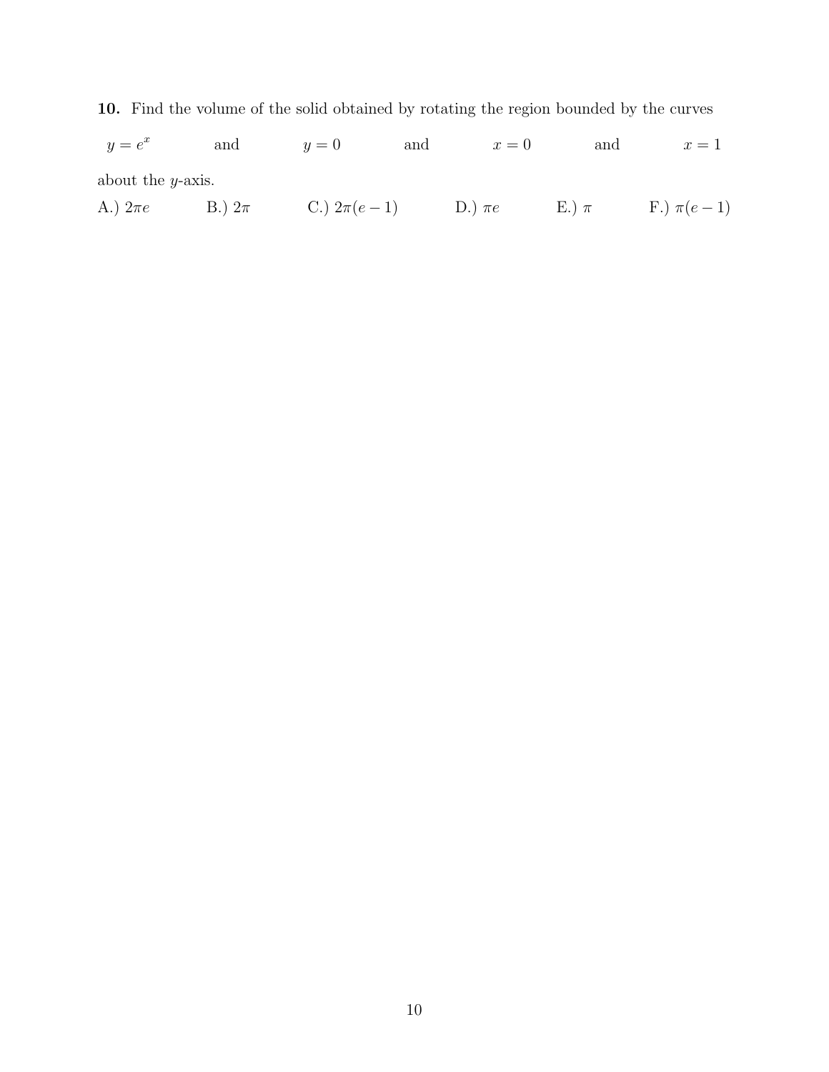**10.** Find the volume of the solid obtained by rotating the region bounded by the curves

$y = e^x$ and $y = 0$ and $x = 0$ and $x = 1$

about the $y$-axis.

A.) $2\pi e$ B.) $2\pi$ C.) $2\pi(e-1)$ D.) $\pi e$ E.) $\pi$ F.) $\pi(e-1)$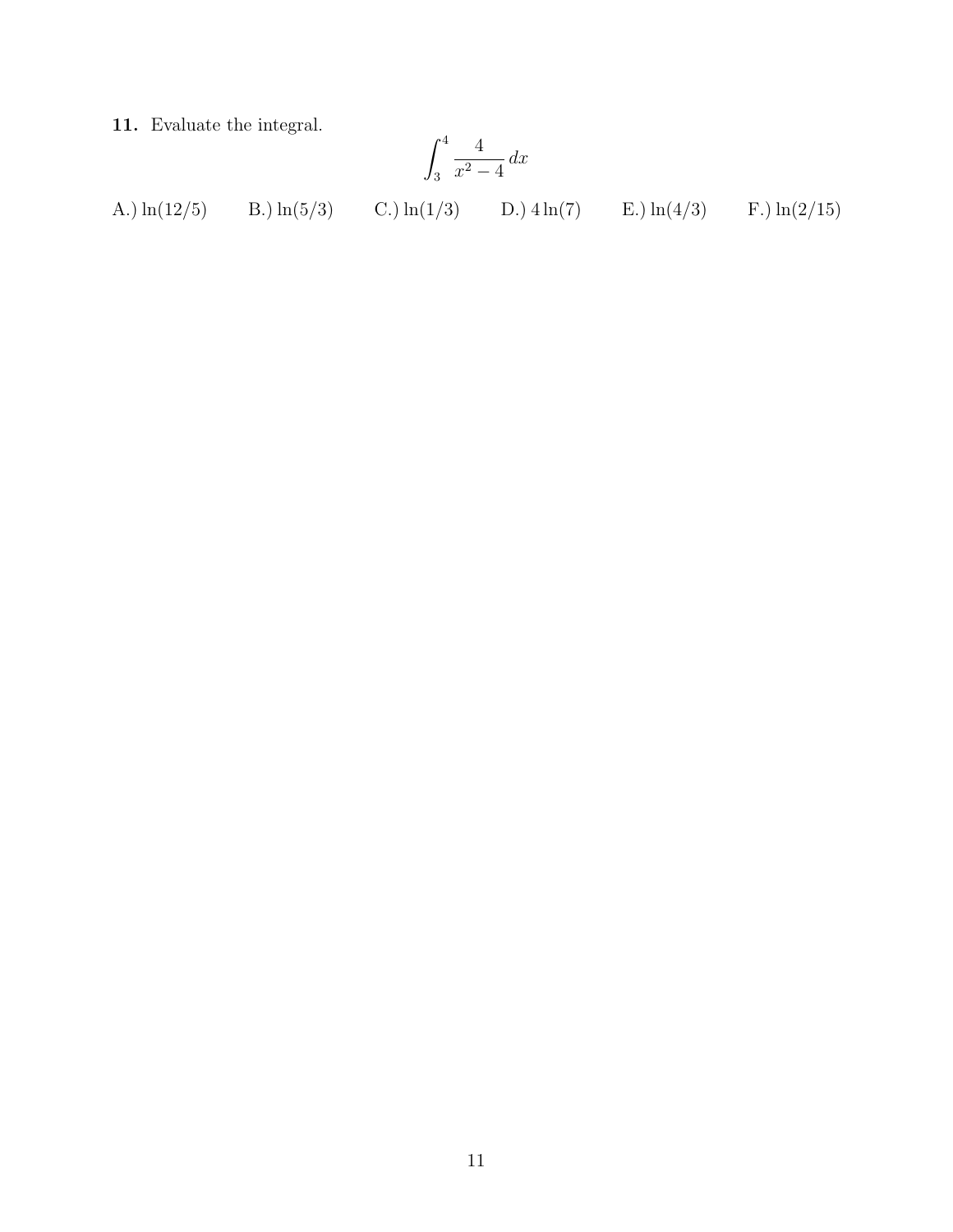**11.** Evaluate the integral.

$$\int_3^4 \frac{4}{x^2 - 4}\, dx$$

A.) $\ln(12/5)$ B.) $\ln(5/3)$ C.) $\ln(1/3)$ D.) $4\ln(7)$ E.) $\ln(4/3)$ F.) $\ln(2/15)$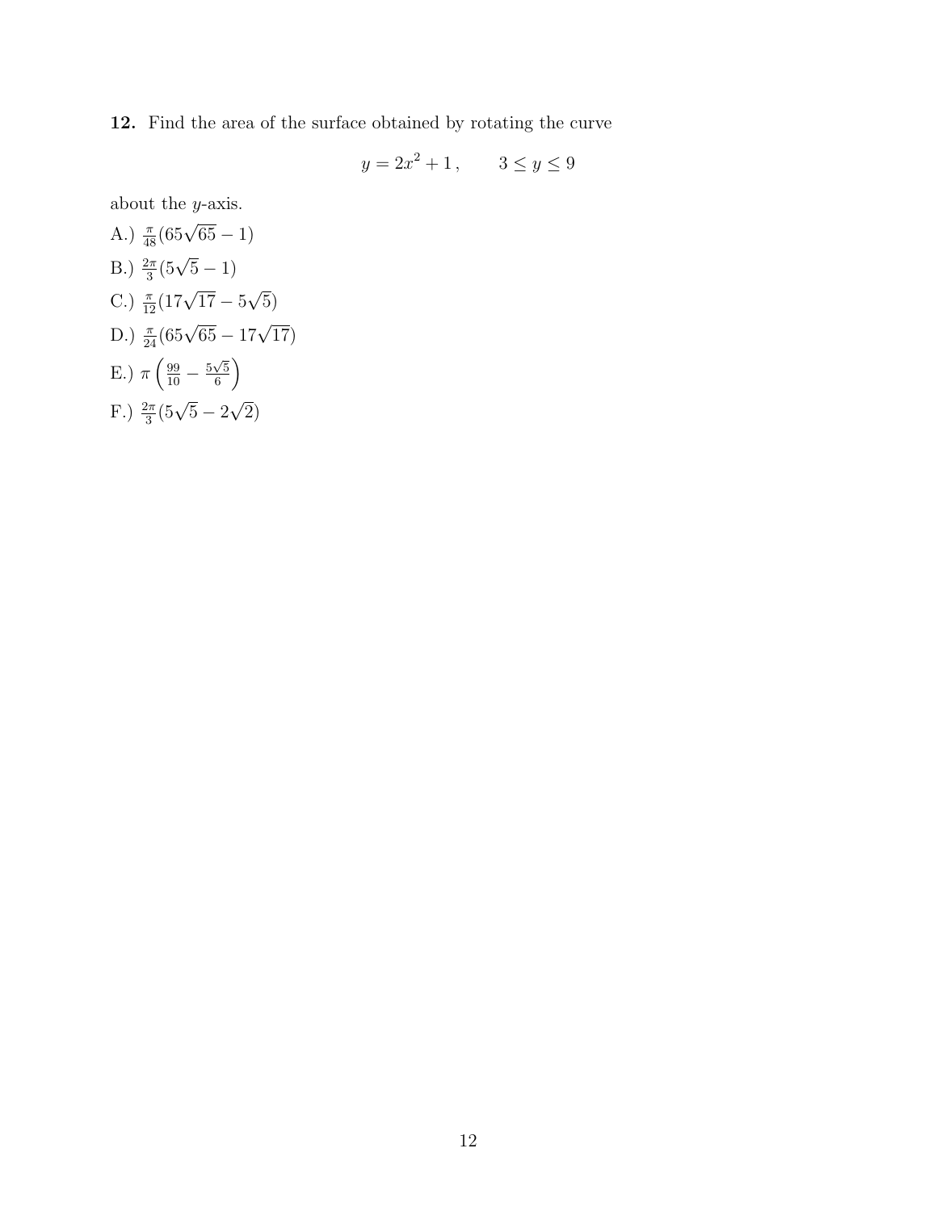**12.** Find the area of the surface obtained by rotating the curve

$$y = 2x^2 + 1\,, \qquad 3 \leq y \leq 9$$

about the $y$-axis.

A.) $\frac{\pi}{48}(65\sqrt{65} - 1)$

B.) $\frac{2\pi}{3}(5\sqrt{5} - 1)$

C.) $\frac{\pi}{12}(17\sqrt{17} - 5\sqrt{5})$

D.) $\frac{\pi}{24}(65\sqrt{65} - 17\sqrt{17})$

E.) $\pi\left(\frac{99}{10} - \frac{5\sqrt{5}}{6}\right)$

F.) $\frac{2\pi}{3}(5\sqrt{5} - 2\sqrt{2})$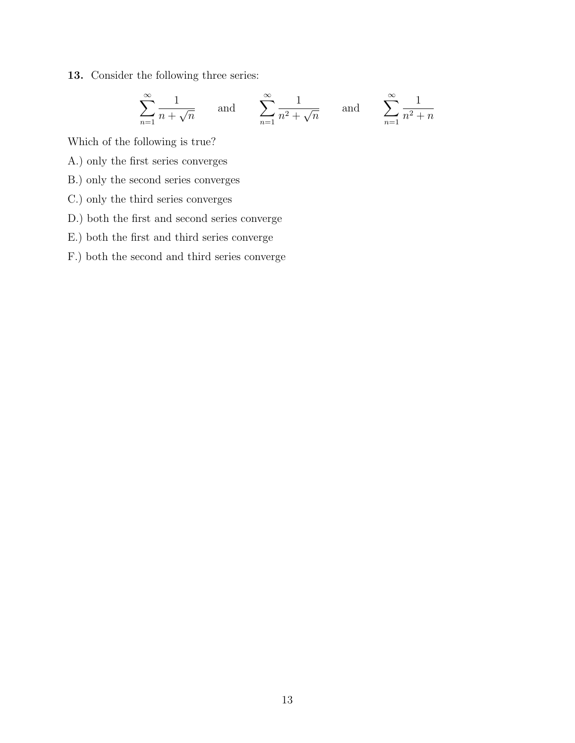**13.** Consider the following three series:

$$\sum_{n=1}^{\infty} \frac{1}{n+\sqrt{n}} \qquad \text{and} \qquad \sum_{n=1}^{\infty} \frac{1}{n^2+\sqrt{n}} \qquad \text{and} \qquad \sum_{n=1}^{\infty} \frac{1}{n^2+n}$$

Which of the following is true?

A.) only the first series converges

B.) only the second series converges

C.) only the third series converges

D.) both the first and second series converge

E.) both the first and third series converge

F.) both the second and third series converge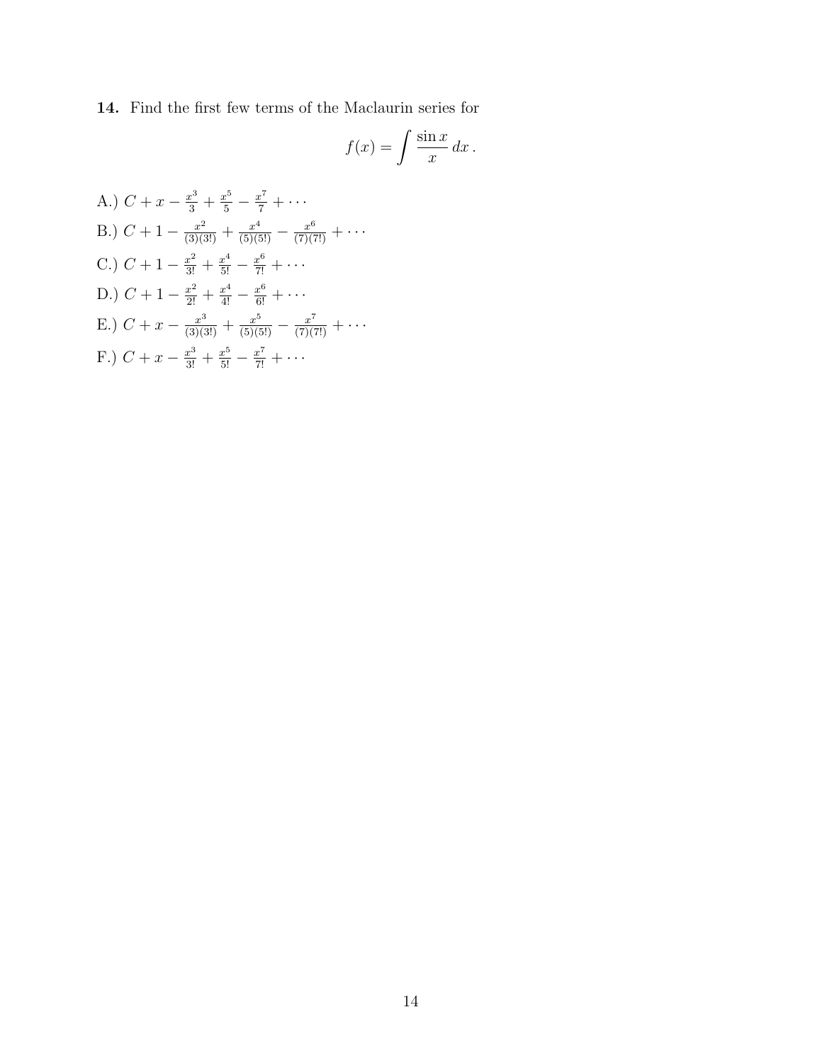**14.** Find the first few terms of the Maclaurin series for

$$f(x) = \int \frac{\sin x}{x}\, dx\,.$$

A.) $C + x - \frac{x^3}{3} + \frac{x^5}{5} - \frac{x^7}{7} + \cdots$

B.) $C + 1 - \frac{x^2}{(3)(3!)} + \frac{x^4}{(5)(5!)} - \frac{x^6}{(7)(7!)} + \cdots$

C.) $C + 1 - \frac{x^2}{3!} + \frac{x^4}{5!} - \frac{x^6}{7!} + \cdots$

D.) $C + 1 - \frac{x^2}{2!} + \frac{x^4}{4!} - \frac{x^6}{6!} + \cdots$

E.) $C + x - \frac{x^3}{(3)(3!)} + \frac{x^5}{(5)(5!)} - \frac{x^7}{(7)(7!)} + \cdots$

F.) $C + x - \frac{x^3}{3!} + \frac{x^5}{5!} - \frac{x^7}{7!} + \cdots$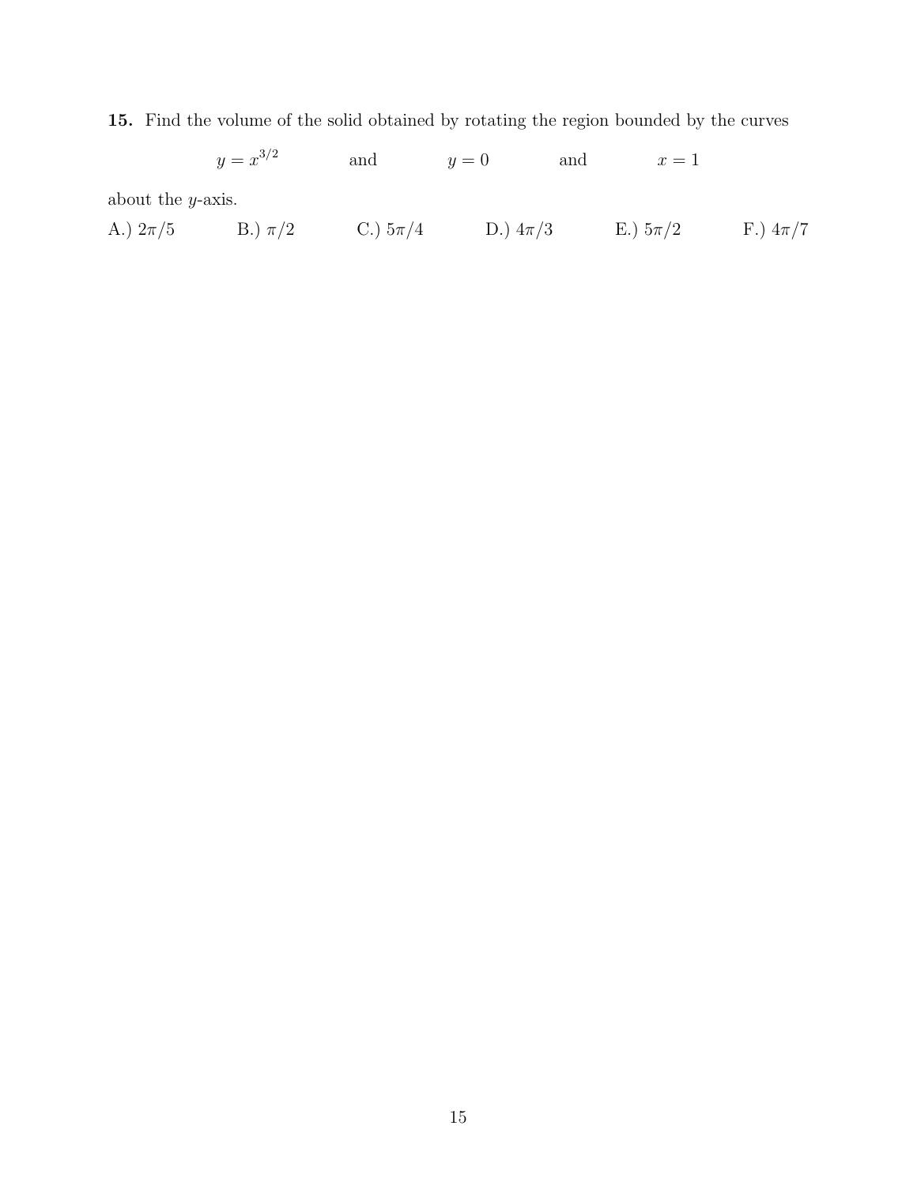**15.** Find the volume of the solid obtained by rotating the region bounded by the curves

$$y = x^{3/2} \qquad \text{and} \qquad y = 0 \qquad \text{and} \qquad x = 1$$

about the $y$-axis.

A.) $2\pi/5$ B.) $\pi/2$ C.) $5\pi/4$ D.) $4\pi/3$ E.) $5\pi/2$ F.) $4\pi/7$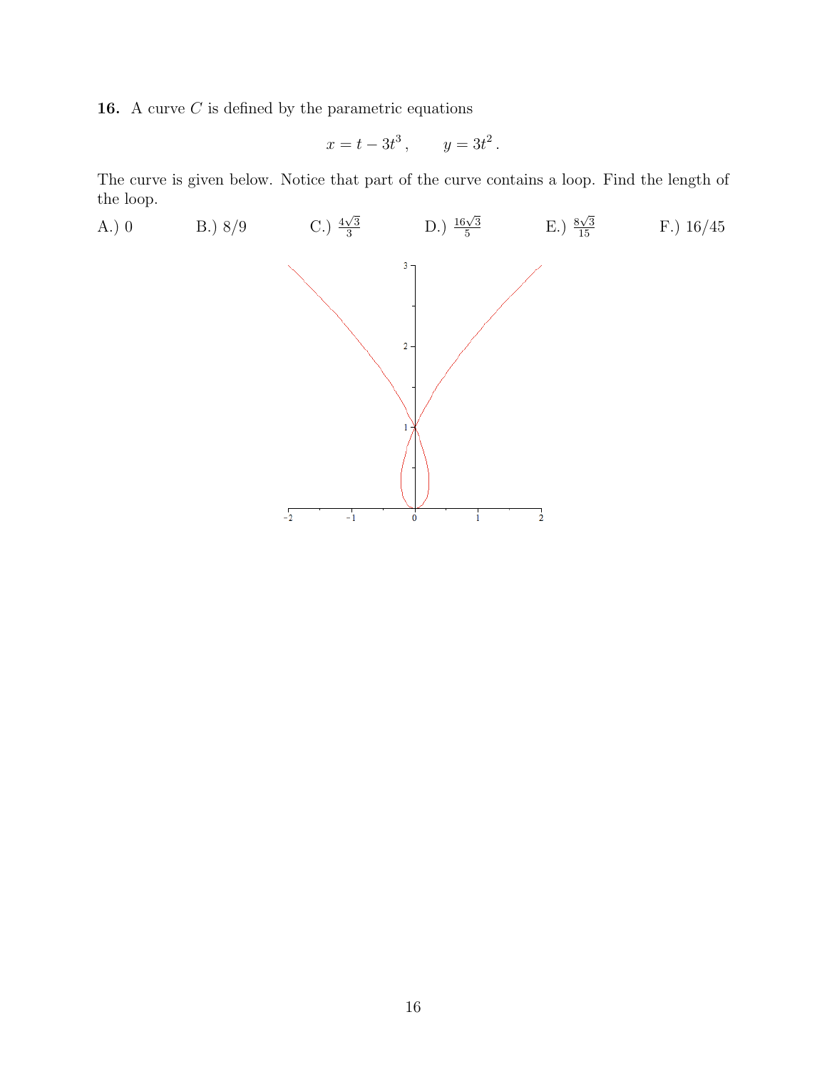**16.** A curve $C$ is defined by the parametric equations

$$x = t - 3t^3, \qquad y = 3t^2.$$

The curve is given below. Notice that part of the curve contains a loop. Find the length of the loop.

A.) 0 B.) 8/9 C.) $\frac{4\sqrt{3}}{3}$ D.) $\frac{16\sqrt{3}}{5}$ E.) $\frac{8\sqrt{3}}{15}$ F.) 16/45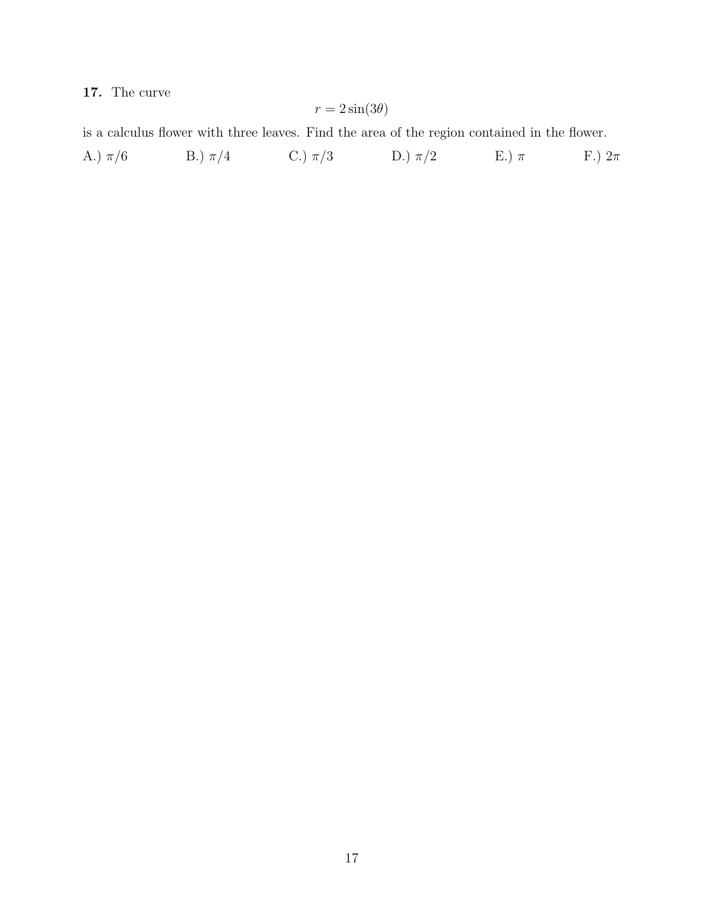**17.** The curve

$$r = 2\sin(3\theta)$$

is a calculus flower with three leaves. Find the area of the region contained in the flower.

A.) $\pi/6$ B.) $\pi/4$ C.) $\pi/3$ D.) $\pi/2$ E.) $\pi$ F.) $2\pi$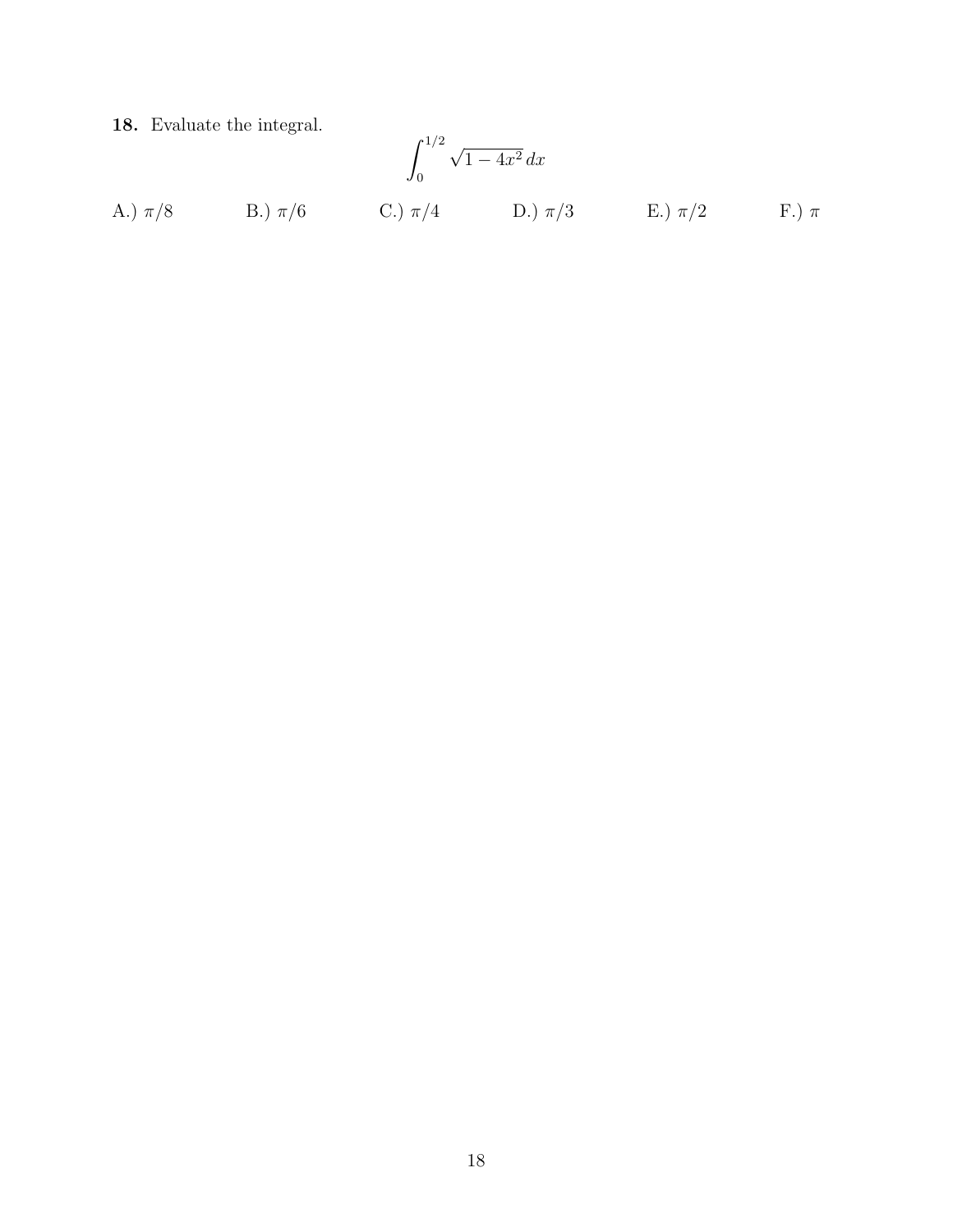**18.** Evaluate the integral.

$$\int_0^{1/2} \sqrt{1 - 4x^2}\, dx$$

A.) $\pi/8$ B.) $\pi/6$ C.) $\pi/4$ D.) $\pi/3$ E.) $\pi/2$ F.) $\pi$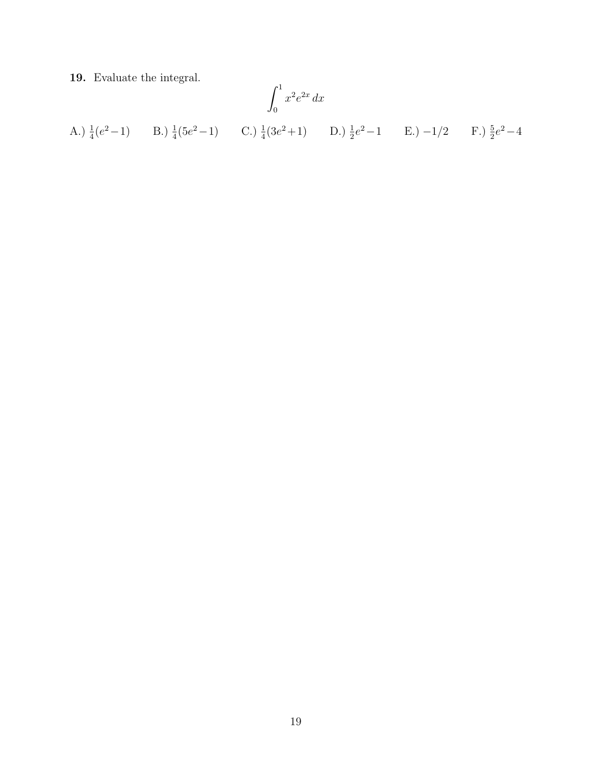**19.** Evaluate the integral.

$$\int_0^1 x^2 e^{2x}\, dx$$

A.) $\frac{1}{4}(e^2 - 1)$ B.) $\frac{1}{4}(5e^2 - 1)$ C.) $\frac{1}{4}(3e^2 + 1)$ D.) $\frac{1}{2}e^2 - 1$ E.) $-1/2$ F.) $\frac{5}{2}e^2 - 4$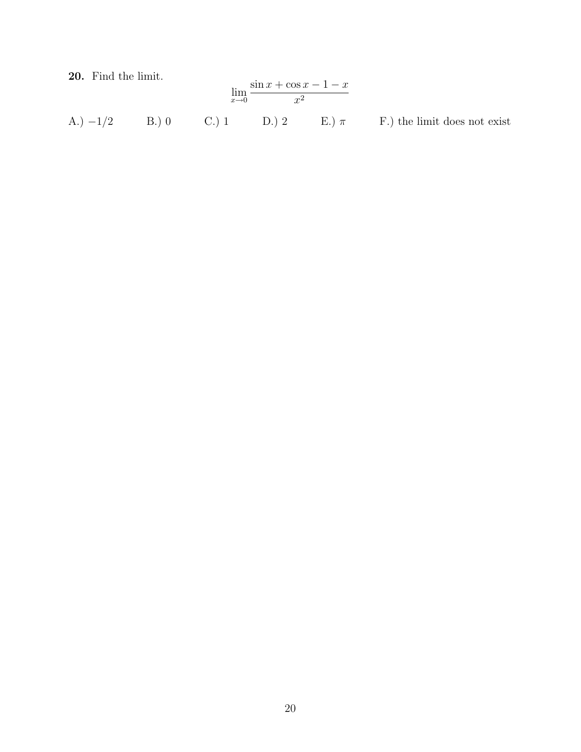**20.** Find the limit.

$$\lim_{x \to 0} \frac{\sin x + \cos x - 1 - x}{x^2}$$

A.) $-1/2$  B.) 0  C.) 1  D.) 2  E.) $\pi$  F.) the limit does not exist